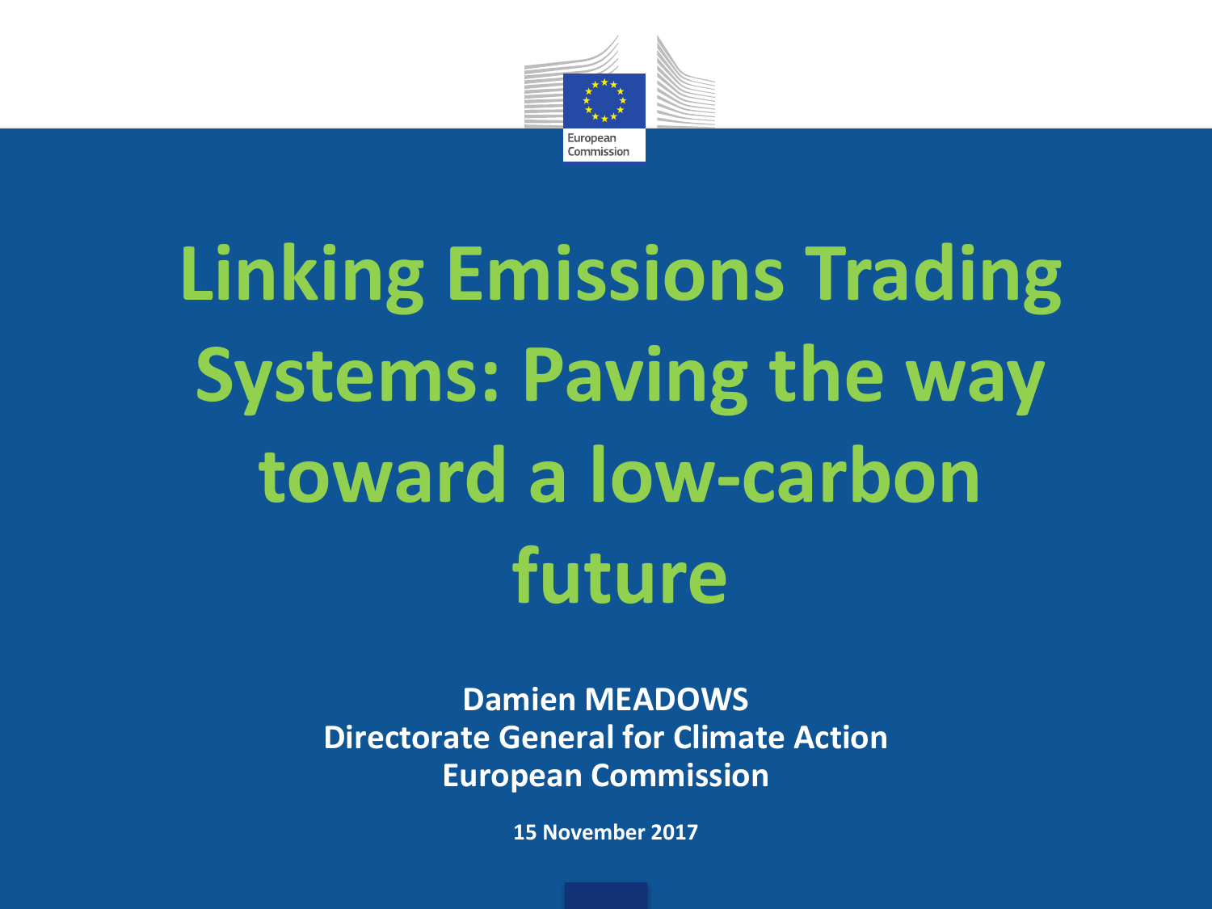# Linking Emissions Trading Systems: Paving the way toward a low-carbon future

**Damien MEADOWS**
**Directorate General for Climate Action**
**European Commission**

**15 November 2017**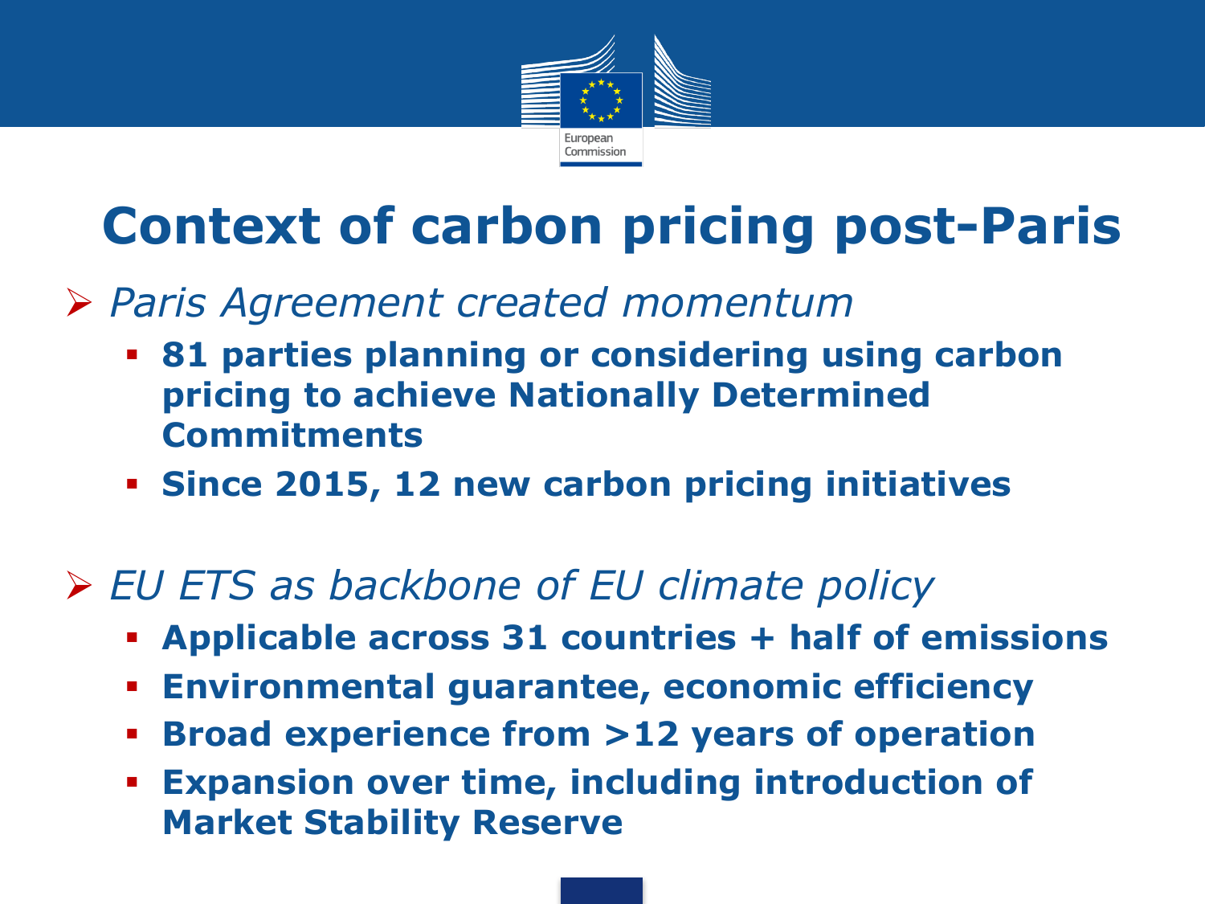# Context of carbon pricing post-Paris

- *Paris Agreement created momentum*
  - **81 parties planning or considering using carbon pricing to achieve Nationally Determined Commitments**
  - **Since 2015, 12 new carbon pricing initiatives**

- *EU ETS as backbone of EU climate policy*
  - **Applicable across 31 countries + half of emissions**
  - **Environmental guarantee, economic efficiency**
  - **Broad experience from >12 years of operation**
  - **Expansion over time, including introduction of Market Stability Reserve**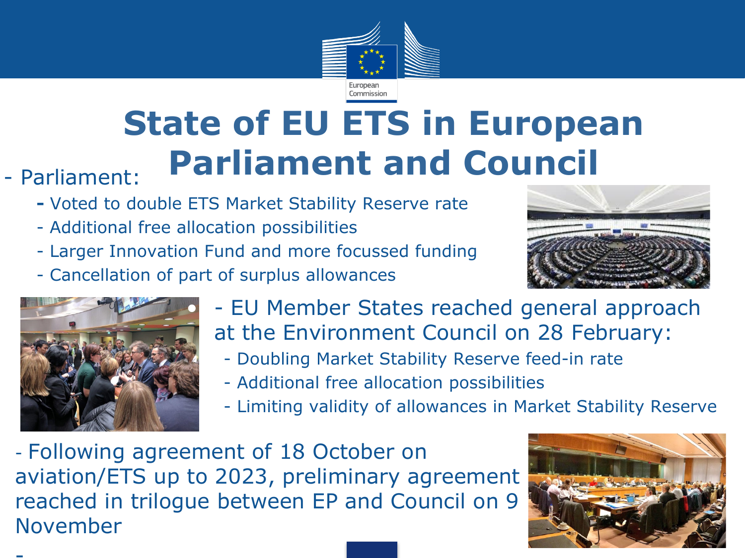# State of EU ETS in European Parliament and Council

- Parliament:
  - Voted to double ETS Market Stability Reserve rate
  - Additional free allocation possibilities
  - Larger Innovation Fund and more focussed funding
  - Cancellation of part of surplus allowances

- EU Member States reached general approach at the Environment Council on 28 February:
  - Doubling Market Stability Reserve feed-in rate
  - Additional free allocation possibilities
  - Limiting validity of allowances in Market Stability Reserve

- Following agreement of 18 October on aviation/ETS up to 2023, preliminary agreement reached in trilogue between EP and Council on 9 November

-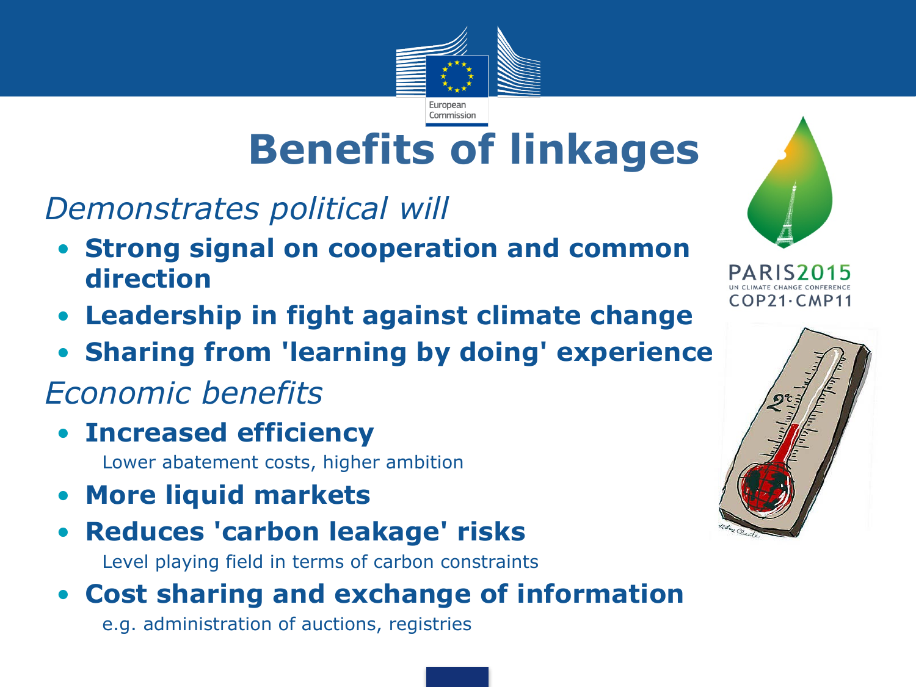# Benefits of linkages

*Demonstrates political will*

- **Strong signal on cooperation and common direction**
- **Leadership in fight against climate change**
- **Sharing from 'learning by doing' experience**

*Economic benefits*

- **Increased efficiency**

  Lower abatement costs, higher ambition

- **More liquid markets**
- **Reduces 'carbon leakage' risks**

  Level playing field in terms of carbon constraints

- **Cost sharing and exchange of information**

  e.g. administration of auctions, registries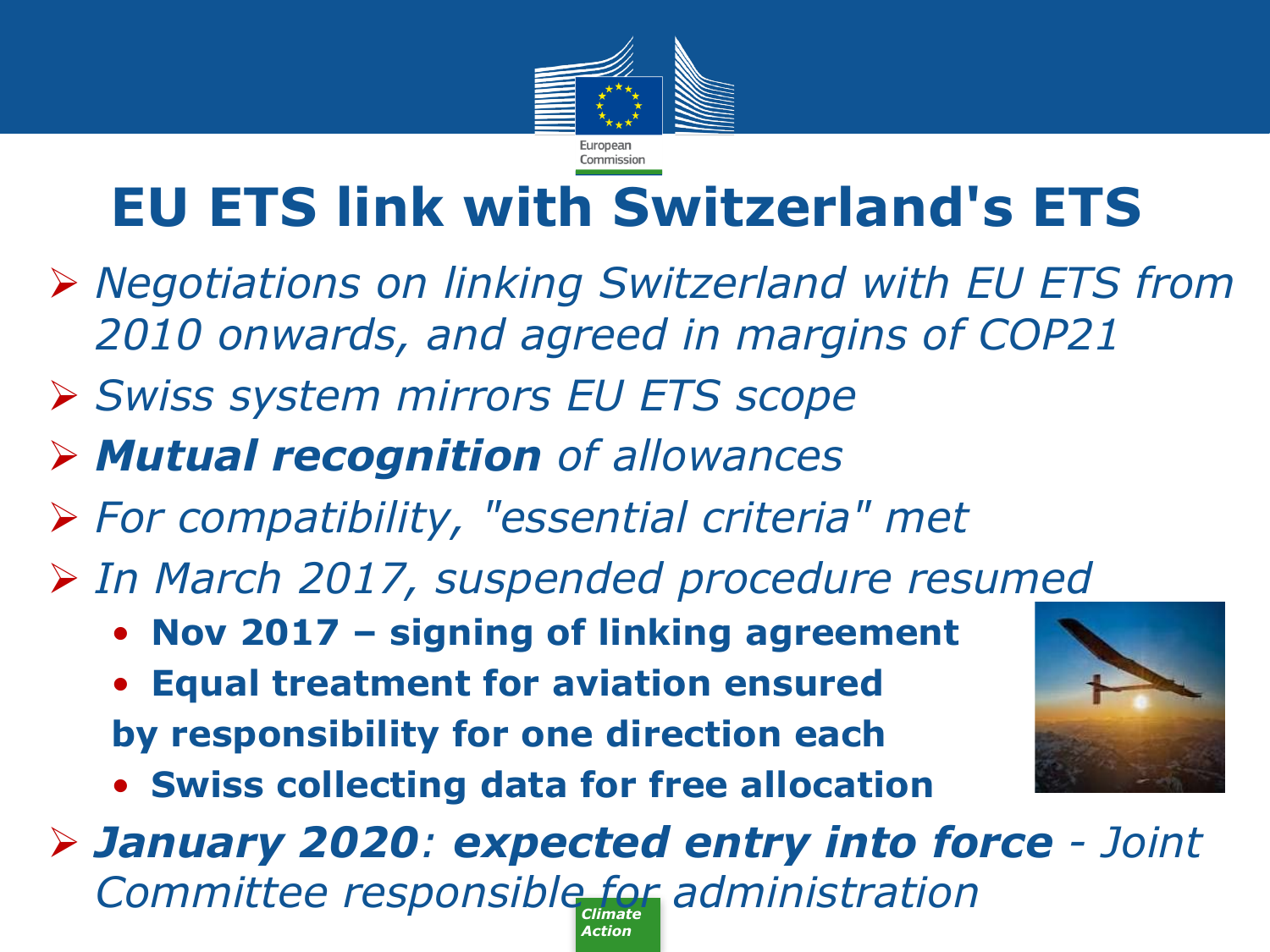# EU ETS link with Switzerland's ETS

- *Negotiations on linking Switzerland with EU ETS from 2010 onwards, and agreed in margins of COP21*
- *Swiss system mirrors EU ETS scope*
- ***Mutual recognition** of allowances*
- *For compatibility, "essential criteria" met*
- *In March 2017, suspended procedure resumed*
  - **Nov 2017 – signing of linking agreement**
  - **Equal treatment for aviation ensured by responsibility for one direction each**
  - **Swiss collecting data for free allocation**
- ***January 2020**: **expected entry into force** - Joint Committee responsible for administration*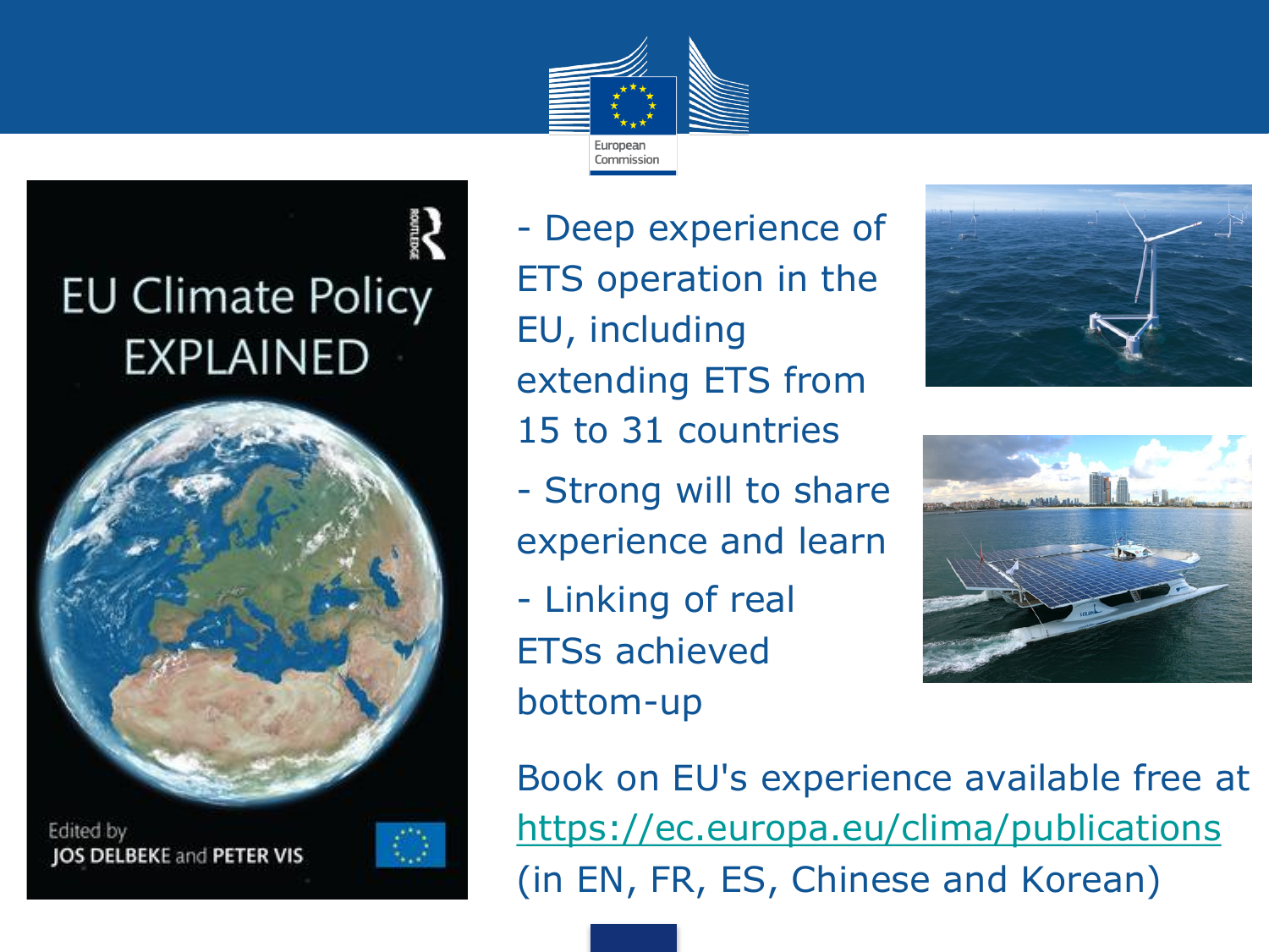- Deep experience of ETS operation in the EU, including extending ETS from 15 to 31 countries
- Strong will to share experience and learn
- Linking of real ETSs achieved bottom-up

Book on EU's experience available free at https://ec.europa.eu/clima/publications (in EN, FR, ES, Chinese and Korean)